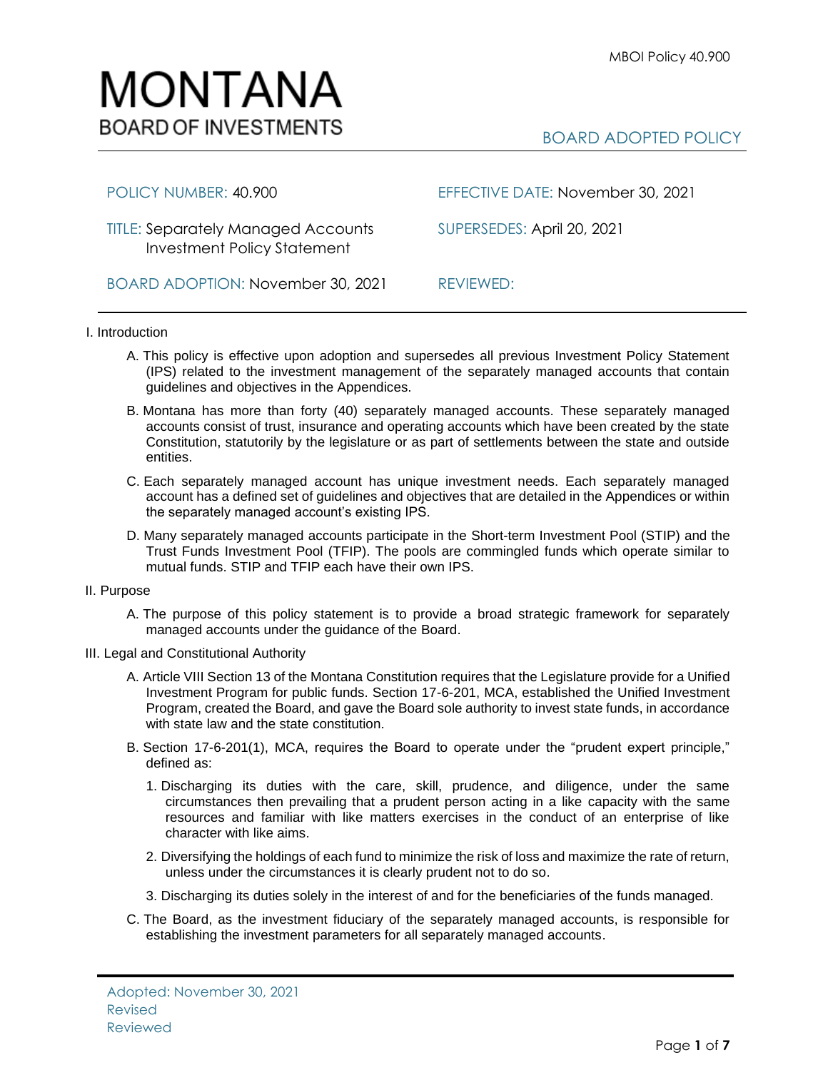# MONTANA
BOARD OF INVESTMENTS

BOARD ADOPTED POLICY

| | |
|---|---|
| POLICY NUMBER: 40.900 | EFFECTIVE DATE: November 30, 2021 |
| TITLE: Separately Managed Accounts Investment Policy Statement | SUPERSEDES: April 20, 2021 |
| BOARD ADOPTION: November 30, 2021 | REVIEWED: |

## I. Introduction

A. This policy is effective upon adoption and supersedes all previous Investment Policy Statement (IPS) related to the investment management of the separately managed accounts that contain guidelines and objectives in the Appendices.

B. Montana has more than forty (40) separately managed accounts. These separately managed accounts consist of trust, insurance and operating accounts which have been created by the state Constitution, statutorily by the legislature or as part of settlements between the state and outside entities.

C. Each separately managed account has unique investment needs. Each separately managed account has a defined set of guidelines and objectives that are detailed in the Appendices or within the separately managed account's existing IPS.

D. Many separately managed accounts participate in the Short-term Investment Pool (STIP) and the Trust Funds Investment Pool (TFIP). The pools are commingled funds which operate similar to mutual funds. STIP and TFIP each have their own IPS.

## II. Purpose

A. The purpose of this policy statement is to provide a broad strategic framework for separately managed accounts under the guidance of the Board.

## III. Legal and Constitutional Authority

A. Article VIII Section 13 of the Montana Constitution requires that the Legislature provide for a Unified Investment Program for public funds. Section 17-6-201, MCA, established the Unified Investment Program, created the Board, and gave the Board sole authority to invest state funds, in accordance with state law and the state constitution.

B. Section 17-6-201(1), MCA, requires the Board to operate under the "prudent expert principle," defined as:

1. Discharging its duties with the care, skill, prudence, and diligence, under the same circumstances then prevailing that a prudent person acting in a like capacity with the same resources and familiar with like matters exercises in the conduct of an enterprise of like character with like aims.

2. Diversifying the holdings of each fund to minimize the risk of loss and maximize the rate of return, unless under the circumstances it is clearly prudent not to do so.

3. Discharging its duties solely in the interest of and for the beneficiaries of the funds managed.

C. The Board, as the investment fiduciary of the separately managed accounts, is responsible for establishing the investment parameters for all separately managed accounts.

Adopted: November 30, 2021
Revised
Reviewed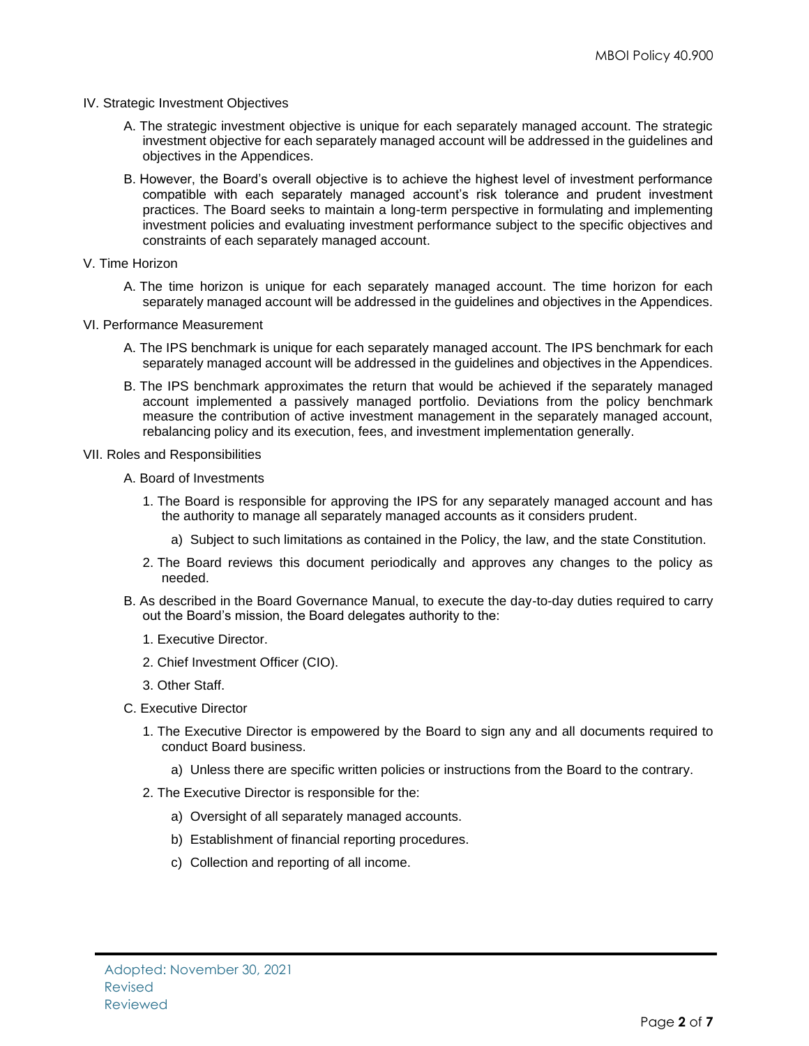## IV. Strategic Investment Objectives

A. The strategic investment objective is unique for each separately managed account. The strategic investment objective for each separately managed account will be addressed in the guidelines and objectives in the Appendices.

B. However, the Board's overall objective is to achieve the highest level of investment performance compatible with each separately managed account's risk tolerance and prudent investment practices. The Board seeks to maintain a long-term perspective in formulating and implementing investment policies and evaluating investment performance subject to the specific objectives and constraints of each separately managed account.

## V. Time Horizon

A. The time horizon is unique for each separately managed account. The time horizon for each separately managed account will be addressed in the guidelines and objectives in the Appendices.

## VI. Performance Measurement

A. The IPS benchmark is unique for each separately managed account. The IPS benchmark for each separately managed account will be addressed in the guidelines and objectives in the Appendices.

B. The IPS benchmark approximates the return that would be achieved if the separately managed account implemented a passively managed portfolio. Deviations from the policy benchmark measure the contribution of active investment management in the separately managed account, rebalancing policy and its execution, fees, and investment implementation generally.

## VII. Roles and Responsibilities

A. Board of Investments

1. The Board is responsible for approving the IPS for any separately managed account and has the authority to manage all separately managed accounts as it considers prudent.
   a) Subject to such limitations as contained in the Policy, the law, and the state Constitution.
2. The Board reviews this document periodically and approves any changes to the policy as needed.

B. As described in the Board Governance Manual, to execute the day-to-day duties required to carry out the Board's mission, the Board delegates authority to the:

1. Executive Director.
2. Chief Investment Officer (CIO).
3. Other Staff.

C. Executive Director

1. The Executive Director is empowered by the Board to sign any and all documents required to conduct Board business.
   a) Unless there are specific written policies or instructions from the Board to the contrary.
2. The Executive Director is responsible for the:
   a) Oversight of all separately managed accounts.
   b) Establishment of financial reporting procedures.
   c) Collection and reporting of all income.

Adopted: November 30, 2021
Revised
Reviewed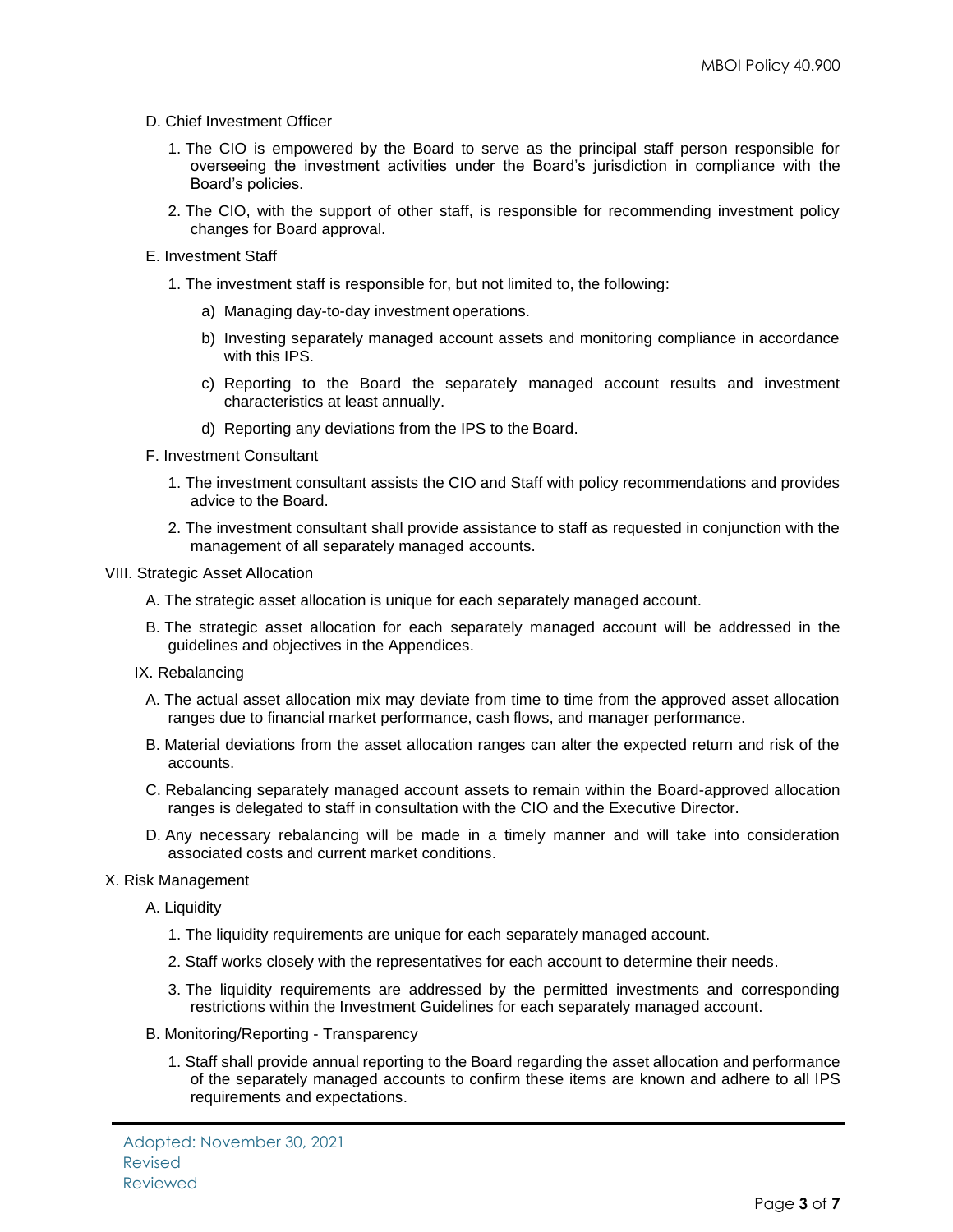D. Chief Investment Officer

1. The CIO is empowered by the Board to serve as the principal staff person responsible for overseeing the investment activities under the Board's jurisdiction in compliance with the Board's policies.

2. The CIO, with the support of other staff, is responsible for recommending investment policy changes for Board approval.

E. Investment Staff

1. The investment staff is responsible for, but not limited to, the following:

   a) Managing day-to-day investment operations.

   b) Investing separately managed account assets and monitoring compliance in accordance with this IPS.

   c) Reporting to the Board the separately managed account results and investment characteristics at least annually.

   d) Reporting any deviations from the IPS to the Board.

F. Investment Consultant

1. The investment consultant assists the CIO and Staff with policy recommendations and provides advice to the Board.

2. The investment consultant shall provide assistance to staff as requested in conjunction with the management of all separately managed accounts.

## VIII. Strategic Asset Allocation

A. The strategic asset allocation is unique for each separately managed account.

B. The strategic asset allocation for each separately managed account will be addressed in the guidelines and objectives in the Appendices.

## IX. Rebalancing

A. The actual asset allocation mix may deviate from time to time from the approved asset allocation ranges due to financial market performance, cash flows, and manager performance.

B. Material deviations from the asset allocation ranges can alter the expected return and risk of the accounts.

C. Rebalancing separately managed account assets to remain within the Board-approved allocation ranges is delegated to staff in consultation with the CIO and the Executive Director.

D. Any necessary rebalancing will be made in a timely manner and will take into consideration associated costs and current market conditions.

## X. Risk Management

A. Liquidity

1. The liquidity requirements are unique for each separately managed account.

2. Staff works closely with the representatives for each account to determine their needs.

3. The liquidity requirements are addressed by the permitted investments and corresponding restrictions within the Investment Guidelines for each separately managed account.

B. Monitoring/Reporting - Transparency

1. Staff shall provide annual reporting to the Board regarding the asset allocation and performance of the separately managed accounts to confirm these items are known and adhere to all IPS requirements and expectations.

Adopted: November 30, 2021
Revised
Reviewed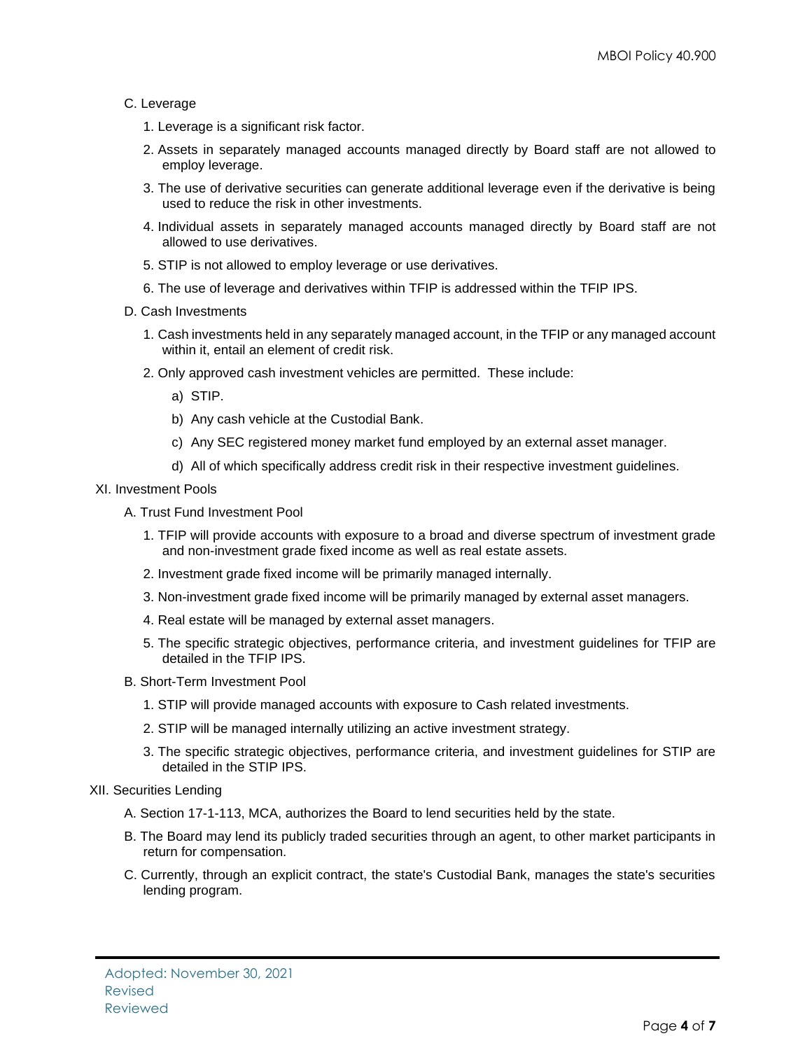C. Leverage

1. Leverage is a significant risk factor.
2. Assets in separately managed accounts managed directly by Board staff are not allowed to employ leverage.
3. The use of derivative securities can generate additional leverage even if the derivative is being used to reduce the risk in other investments.
4. Individual assets in separately managed accounts managed directly by Board staff are not allowed to use derivatives.
5. STIP is not allowed to employ leverage or use derivatives.
6. The use of leverage and derivatives within TFIP is addressed within the TFIP IPS.

D. Cash Investments

1. Cash investments held in any separately managed account, in the TFIP or any managed account within it, entail an element of credit risk.
2. Only approved cash investment vehicles are permitted. These include:
   a) STIP.
   b) Any cash vehicle at the Custodial Bank.
   c) Any SEC registered money market fund employed by an external asset manager.
   d) All of which specifically address credit risk in their respective investment guidelines.

XI. Investment Pools

A. Trust Fund Investment Pool

1. TFIP will provide accounts with exposure to a broad and diverse spectrum of investment grade and non-investment grade fixed income as well as real estate assets.
2. Investment grade fixed income will be primarily managed internally.
3. Non-investment grade fixed income will be primarily managed by external asset managers.
4. Real estate will be managed by external asset managers.
5. The specific strategic objectives, performance criteria, and investment guidelines for TFIP are detailed in the TFIP IPS.

B. Short-Term Investment Pool

1. STIP will provide managed accounts with exposure to Cash related investments.
2. STIP will be managed internally utilizing an active investment strategy.
3. The specific strategic objectives, performance criteria, and investment guidelines for STIP are detailed in the STIP IPS.

XII. Securities Lending

A. Section 17-1-113, MCA, authorizes the Board to lend securities held by the state.

B. The Board may lend its publicly traded securities through an agent, to other market participants in return for compensation.

C. Currently, through an explicit contract, the state's Custodial Bank, manages the state's securities lending program.

Adopted: November 30, 2021
Revised
Reviewed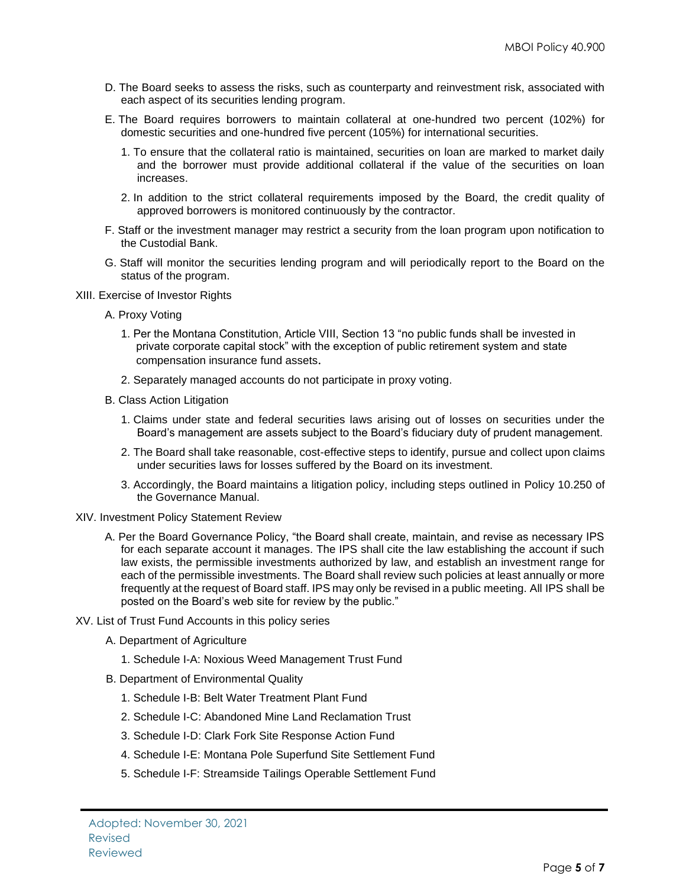D. The Board seeks to assess the risks, such as counterparty and reinvestment risk, associated with each aspect of its securities lending program.

E. The Board requires borrowers to maintain collateral at one-hundred two percent (102%) for domestic securities and one-hundred five percent (105%) for international securities.

1. To ensure that the collateral ratio is maintained, securities on loan are marked to market daily and the borrower must provide additional collateral if the value of the securities on loan increases.

2. In addition to the strict collateral requirements imposed by the Board, the credit quality of approved borrowers is monitored continuously by the contractor.

F. Staff or the investment manager may restrict a security from the loan program upon notification to the Custodial Bank.

G. Staff will monitor the securities lending program and will periodically report to the Board on the status of the program.

XIII. Exercise of Investor Rights

A. Proxy Voting

1. Per the Montana Constitution, Article VIII, Section 13 "no public funds shall be invested in private corporate capital stock" with the exception of public retirement system and state compensation insurance fund assets.

2. Separately managed accounts do not participate in proxy voting.

B. Class Action Litigation

1. Claims under state and federal securities laws arising out of losses on securities under the Board's management are assets subject to the Board's fiduciary duty of prudent management.

2. The Board shall take reasonable, cost-effective steps to identify, pursue and collect upon claims under securities laws for losses suffered by the Board on its investment.

3. Accordingly, the Board maintains a litigation policy, including steps outlined in Policy 10.250 of the Governance Manual.

XIV. Investment Policy Statement Review

A. Per the Board Governance Policy, "the Board shall create, maintain, and revise as necessary IPS for each separate account it manages. The IPS shall cite the law establishing the account if such law exists, the permissible investments authorized by law, and establish an investment range for each of the permissible investments. The Board shall review such policies at least annually or more frequently at the request of Board staff. IPS may only be revised in a public meeting. All IPS shall be posted on the Board's web site for review by the public."

XV. List of Trust Fund Accounts in this policy series

A. Department of Agriculture

1. Schedule I-A: Noxious Weed Management Trust Fund

B. Department of Environmental Quality

1. Schedule I-B: Belt Water Treatment Plant Fund
2. Schedule I-C: Abandoned Mine Land Reclamation Trust
3. Schedule I-D: Clark Fork Site Response Action Fund
4. Schedule I-E: Montana Pole Superfund Site Settlement Fund
5. Schedule I-F: Streamside Tailings Operable Settlement Fund

Adopted: November 30, 2021
Revised
Reviewed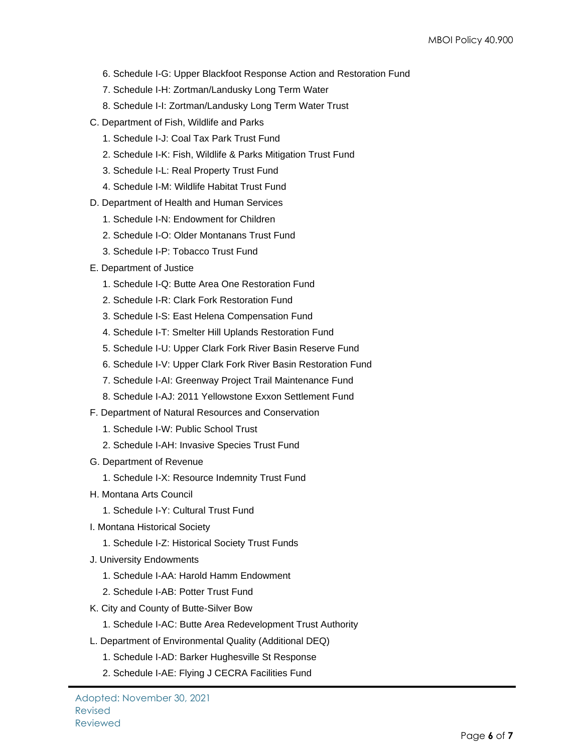6. Schedule I-G: Upper Blackfoot Response Action and Restoration Fund
7. Schedule I-H: Zortman/Landusky Long Term Water
8. Schedule I-I: Zortman/Landusky Long Term Water Trust

C. Department of Fish, Wildlife and Parks

1. Schedule I-J: Coal Tax Park Trust Fund
2. Schedule I-K: Fish, Wildlife & Parks Mitigation Trust Fund
3. Schedule I-L: Real Property Trust Fund
4. Schedule I-M: Wildlife Habitat Trust Fund

D. Department of Health and Human Services

1. Schedule I-N: Endowment for Children
2. Schedule I-O: Older Montanans Trust Fund
3. Schedule I-P: Tobacco Trust Fund

E. Department of Justice

1. Schedule I-Q: Butte Area One Restoration Fund
2. Schedule I-R: Clark Fork Restoration Fund
3. Schedule I-S: East Helena Compensation Fund
4. Schedule I-T: Smelter Hill Uplands Restoration Fund
5. Schedule I-U: Upper Clark Fork River Basin Reserve Fund
6. Schedule I-V: Upper Clark Fork River Basin Restoration Fund
7. Schedule I-AI: Greenway Project Trail Maintenance Fund
8. Schedule I-AJ: 2011 Yellowstone Exxon Settlement Fund

F. Department of Natural Resources and Conservation

1. Schedule I-W: Public School Trust
2. Schedule I-AH: Invasive Species Trust Fund

G. Department of Revenue

1. Schedule I-X: Resource Indemnity Trust Fund

H. Montana Arts Council

1. Schedule I-Y: Cultural Trust Fund

I. Montana Historical Society

1. Schedule I-Z: Historical Society Trust Funds

J. University Endowments

1. Schedule I-AA: Harold Hamm Endowment
2. Schedule I-AB: Potter Trust Fund

K. City and County of Butte-Silver Bow

1. Schedule I-AC: Butte Area Redevelopment Trust Authority

L. Department of Environmental Quality (Additional DEQ)

1. Schedule I-AD: Barker Hughesville St Response
2. Schedule I-AE: Flying J CECRA Facilities Fund

Adopted: November 30, 2021
Revised
Reviewed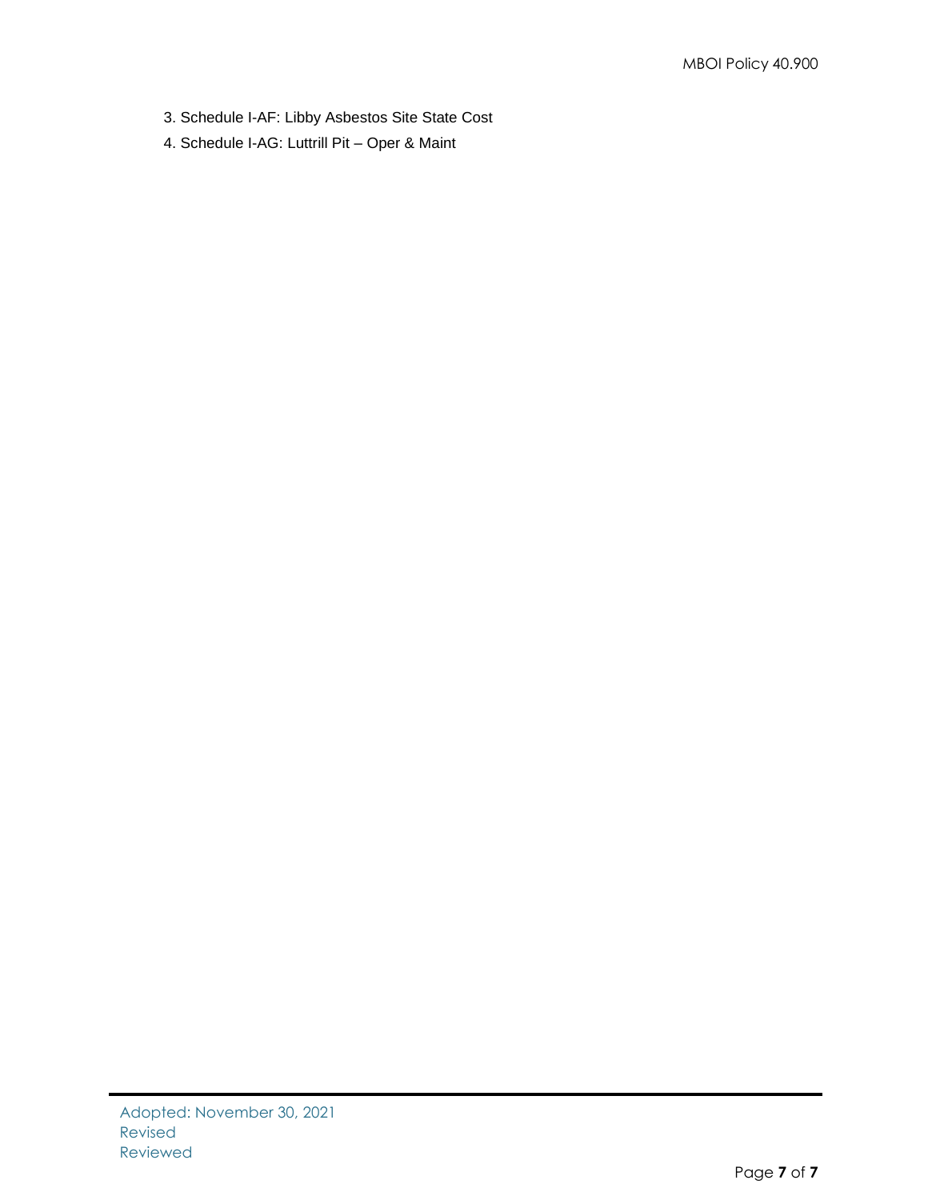3. Schedule I-AF: Libby Asbestos Site State Cost
4. Schedule I-AG: Luttrill Pit – Oper & Maint

Adopted: November 30, 2021
Revised
Reviewed